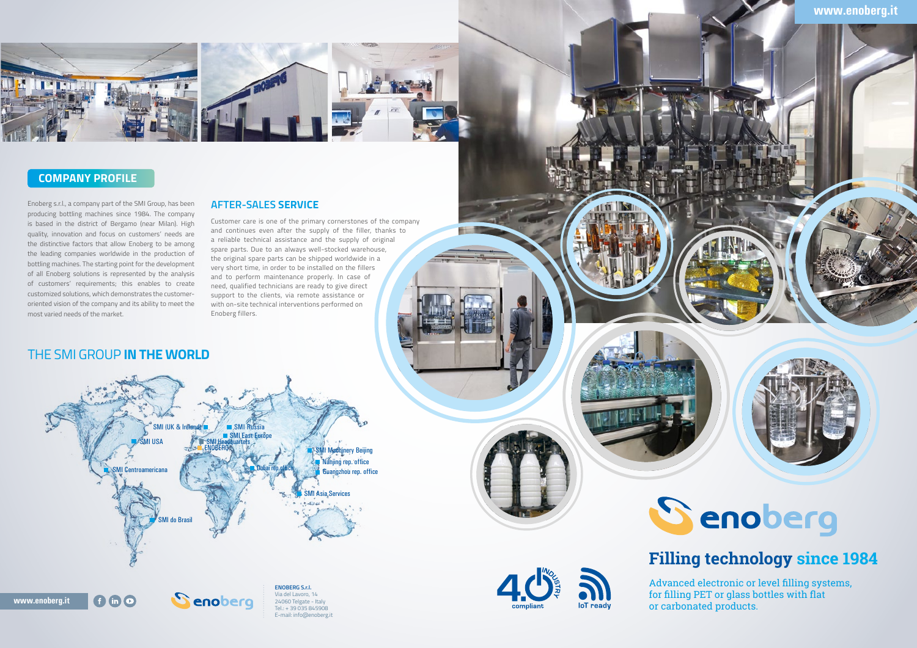www.enoberg.it

## COMPANY PROFILE

Enoberg s.r.l., a company part of the SMI Group, has been producing bottling machines since 1984. The company is based in the district of Bergamo (near Milan). High quality, innovation and focus on customers' needs are the distinctive factors that allow Enoberg to be among the leading companies worldwide in the production of bottling machines. The starting point for the development of all Enoberg solutions is represented by the analysis of customers' requirements; this enables to create customized solutions, which demonstrates the customer-oriented vision of the company and its ability to meet the most varied needs of the market.

## AFTER-SALES SERVICE

Customer care is one of the primary cornerstones of the company and continues even after the supply of the filler, thanks to a reliable technical assistance and the supply of original spare parts. Due to an always well-stocked warehouse, the original spare parts can be shipped worldwide in a very short time, in order to be installed on the fillers and to perform maintenance properly. In case of need, qualified technicians are ready to give direct support to the clients, via remote assistance or with on-site technical interventions performed on Enoberg fillers.

## THE SMI GROUP **IN THE WORLD**

- SMI (UK & Ireland)
- SMI Russia
- SMI East Europe
- SMI USA
- SMI Headquarters
- ENOBERG
- SMI Machinery Beijing
- Nanjing rep. office
- Guangzhou rep. office
- SMI Centroamericana
- Dubai rep. office
- SMI Asia Services
- SMI do Brasil

www.enoberg.it

enoberg

**ENOBERG S.r.l.**
Via del Lavoro, 14
24060 Telgate - Italy
Tel.: + 39 035 845908
E-mail: info@enoberg.it

4.0 INDUSTRY compliant

IoT ready

enoberg

# Filling technology **since 1984**

Advanced electronic or level filling systems, for filling PET or glass bottles with flat or carbonated products.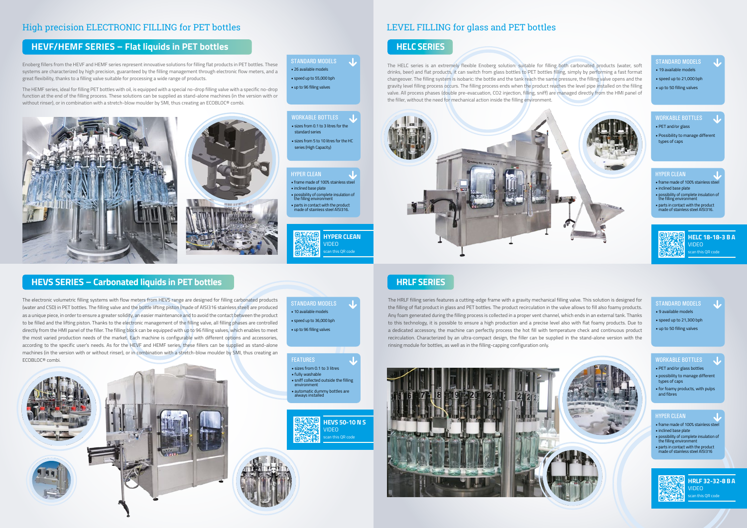## High precision ELECTRONIC FILLING for PET bottles

### HEVF/HEMF SERIES – Flat liquids in PET bottles

Enoberg fillers from the HEVF and HEMF series represent innovative solutions for filling flat products in PET bottles. These systems are characterized by high precision, guaranteed by the filling management through electronic flow meters, and a great flexibility, thanks to a filling valve suitable for processing a wide range of products.

The HEMF series, ideal for filling PET bottles with oil, is equipped with a special no-drop filling valve with a specific no-drop function at the end of the filling process. These solutions can be supplied as stand-alone machines (in the version with or without rinser), or in combination with a stretch-blow moulder by SMI, thus creating an ECOBLOC® combi.

**STANDARD MODELS**

- 26 available models
- speed up to 55,000 bph
- up to 96 filling valves

**WORKABLE BOTTLES**

- sizes from 0.1 to 3 litres for the standard series
- sizes from 5 to 10 litres for the HC series (High Capacity)

**HYPER CLEAN**

- frame made of 100% stainless steel
- inclined base plate
- possibility of complete insulation of the filling environment
- parts in contact with the product made of stainless steel AISI316.

**HYPER CLEAN** VIDEO scan this QR code

### HEVS SERIES – Carbonated liquids in PET bottles

The electronic volumetric filling systems with flow meters from HEVS range are designed for filling carbonated products (water and CSD) in PET bottles. The filling valve and the bottle lifting piston (made of AISI316 stainless steel) are produced as a unique piece, in order to ensure a greater solidity, an easier maintenance and to avoid the contact between the product to be filled and the lifting piston. Thanks to the electronic management of the filling valve, all filling phases are controlled directly from the HMI panel of the filler. The filling block can be equipped with up to 96 filling valves, which enables to meet the most varied production needs of the market. Each machine is configurable with different options and accessories, according to the specific user's needs. As for the HEVF and HEMF series, these fillers can be supplied as stand-alone machines (in the version with or without rinser), or in combination with a stretch-blow moulder by SMI, thus creating an ECOBLOC® combi.

**STANDARD MODELS**

- 10 available models
- speed up to 36,000 bph
- up to 96 filling valves

**FEATURES**

- sizes from 0.1 to 3 litres
- fully washable
- sniff collected outside the filling environment
- automatic dummy bottles are always installed

**HEVS 50-10 N S** VIDEO scan this QR code

## LEVEL FILLING for glass and PET bottles

### HELC SERIES

The HELC series is an extremely flexible Enoberg solution: suitable for filling both carbonated products (water, soft drinks, beer) and flat products, it can switch from glass bottles to PET bottles filling, simply by performing a fast format changeover. The filling system is isobaric: the bottle and the tank reach the same pressure, the filling valve opens and the gravity level filling process occurs. The filling process ends when the product reaches the level pipe installed on the filling valve. All process phases (double pre-evacuation, CO2 injection, filling, sniff) are managed directly from the HMI panel of the filler, without the need for mechanical action inside the filling environment.

**STANDARD MODELS**

- 19 available models
- speed up to 21,000 bph
- up to 50 filling valves

**WORKABLE BOTTLES**

- PET and/or glass
- Possibility to manage different types of caps

**HYPER CLEAN**

- frame made of 100% stainless steel
- inclined base plate
- possibility of complete insulation of the filling environment
- parts in contact with the product made of stainless steel AISI316.

**HELC 18-18-3 B A** VIDEO scan this QR code

### HRLF SERIES

The HRLF filling series features a cutting-edge frame with a gravity mechanical filling valve. This solution is designed for the filling of flat product in glass and PET bottles. The product recirculation in the valve allows to fill also foamy products. Any foam generated during the filling process is collected in a proper vent channel, which ends in an external tank. Thanks to this technology, it is possible to ensure a high production and a precise level also with flat foamy products. Due to a dedicated accessory, the machine can perfectly process the hot fill with temperature check and continuous product recirculation. Characterized by an ultra-compact design, the filler can be supplied in the stand-alone version with the rinsing module for bottles, as well as in the filling-capping configuration only.

**STANDARD MODELS**

- 9 available models
- speed up to 21,300 bph
- up to 50 filling valves

**WORKABLE BOTTLES**

- PET and/or glass bottles
- possibility to manage different types of caps
- for foamy products, with pulps and fibres

**HYPER CLEAN**

- frame made of 100% stainless steel
- inclined base plate
- possibility of complete insulation of the filling environment
- parts in contact with the product made of stainless steel AISI316

**HRLF 32-32-8 B A** VIDEO scan this QR code